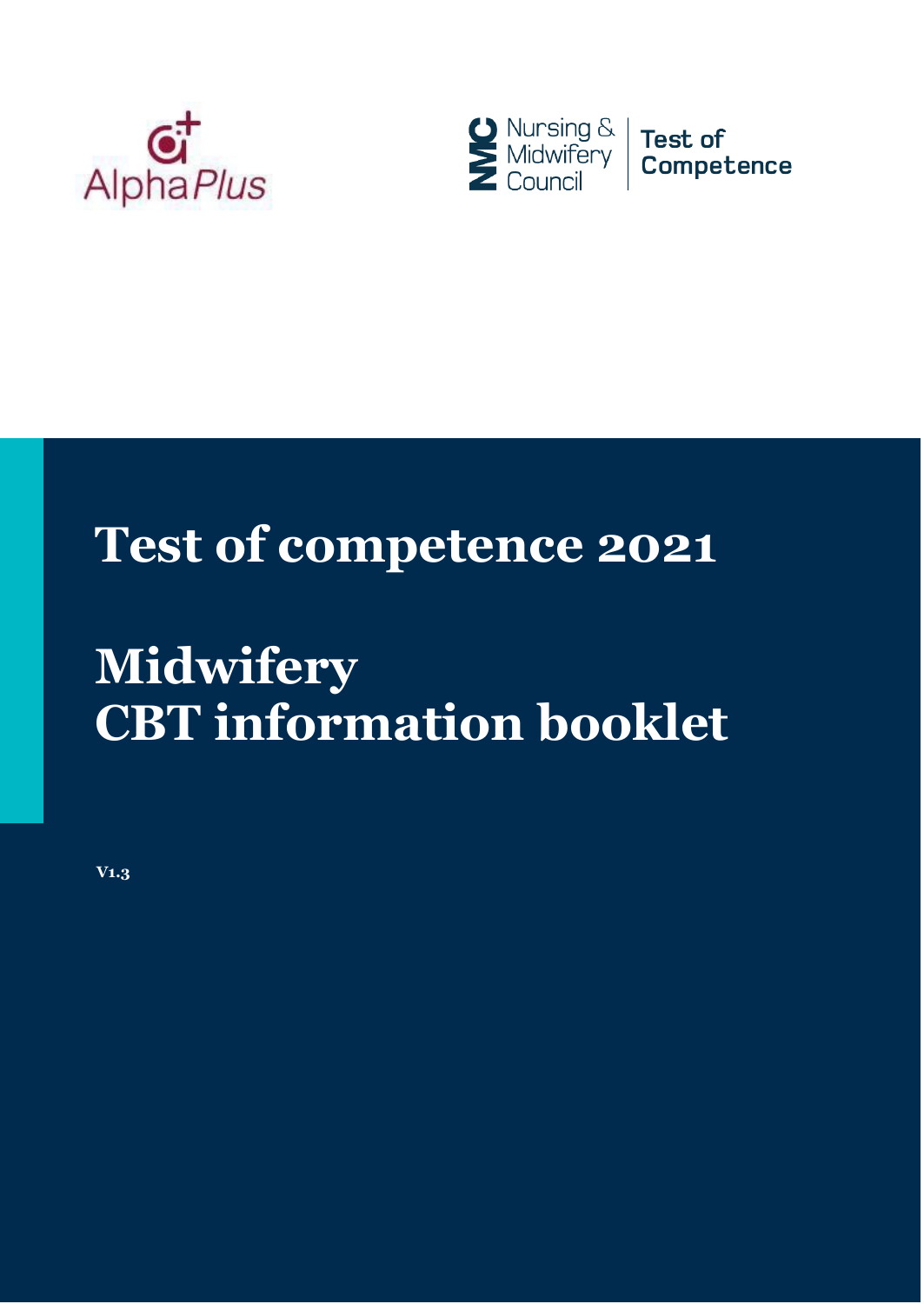AlphaPlus

Nursing & Midwifery Council | Test of Competence

# Test of competence 2021

# Midwifery CBT information booklet

V1.3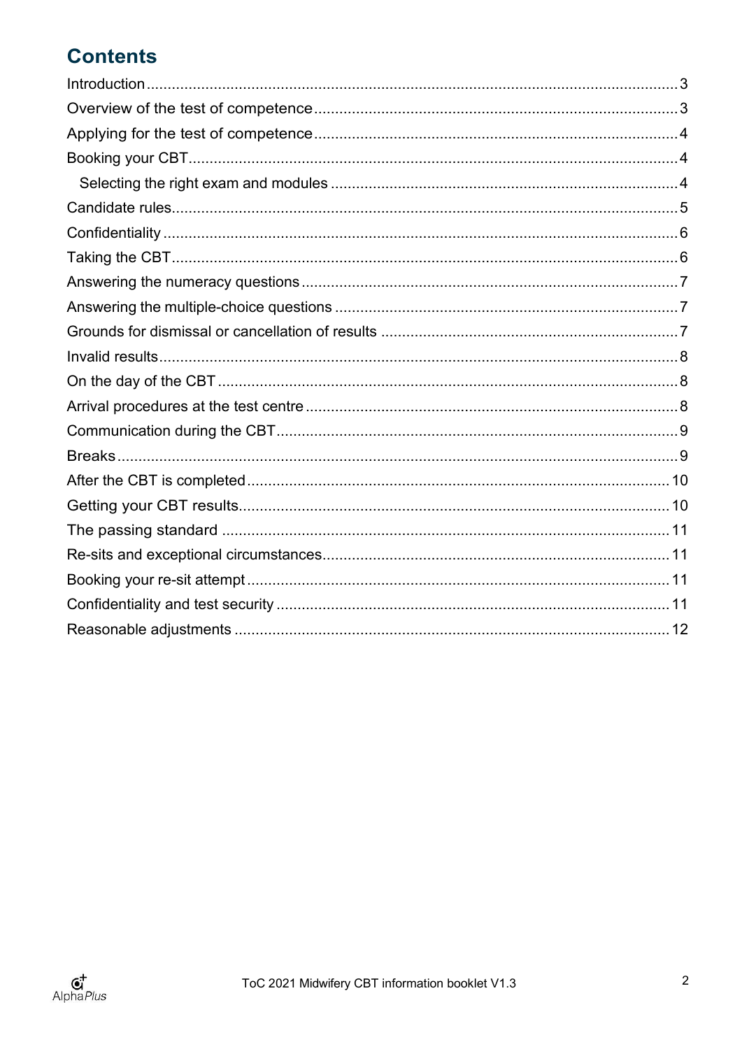## Contents

- Introduction ..... 3
- Overview of the test of competence ..... 3
- Applying for the test of competence ..... 4
- Booking your CBT ..... 4
  - Selecting the right exam and modules ..... 4
- Candidate rules ..... 5
- Confidentiality ..... 6
- Taking the CBT ..... 6
- Answering the numeracy questions ..... 7
- Answering the multiple-choice questions ..... 7
- Grounds for dismissal or cancellation of results ..... 7
- Invalid results ..... 8
- On the day of the CBT ..... 8
- Arrival procedures at the test centre ..... 8
- Communication during the CBT ..... 9
- Breaks ..... 9
- After the CBT is completed ..... 10
- Getting your CBT results ..... 10
- The passing standard ..... 11
- Re-sits and exceptional circumstances ..... 11
- Booking your re-sit attempt ..... 11
- Confidentiality and test security ..... 11
- Reasonable adjustments ..... 12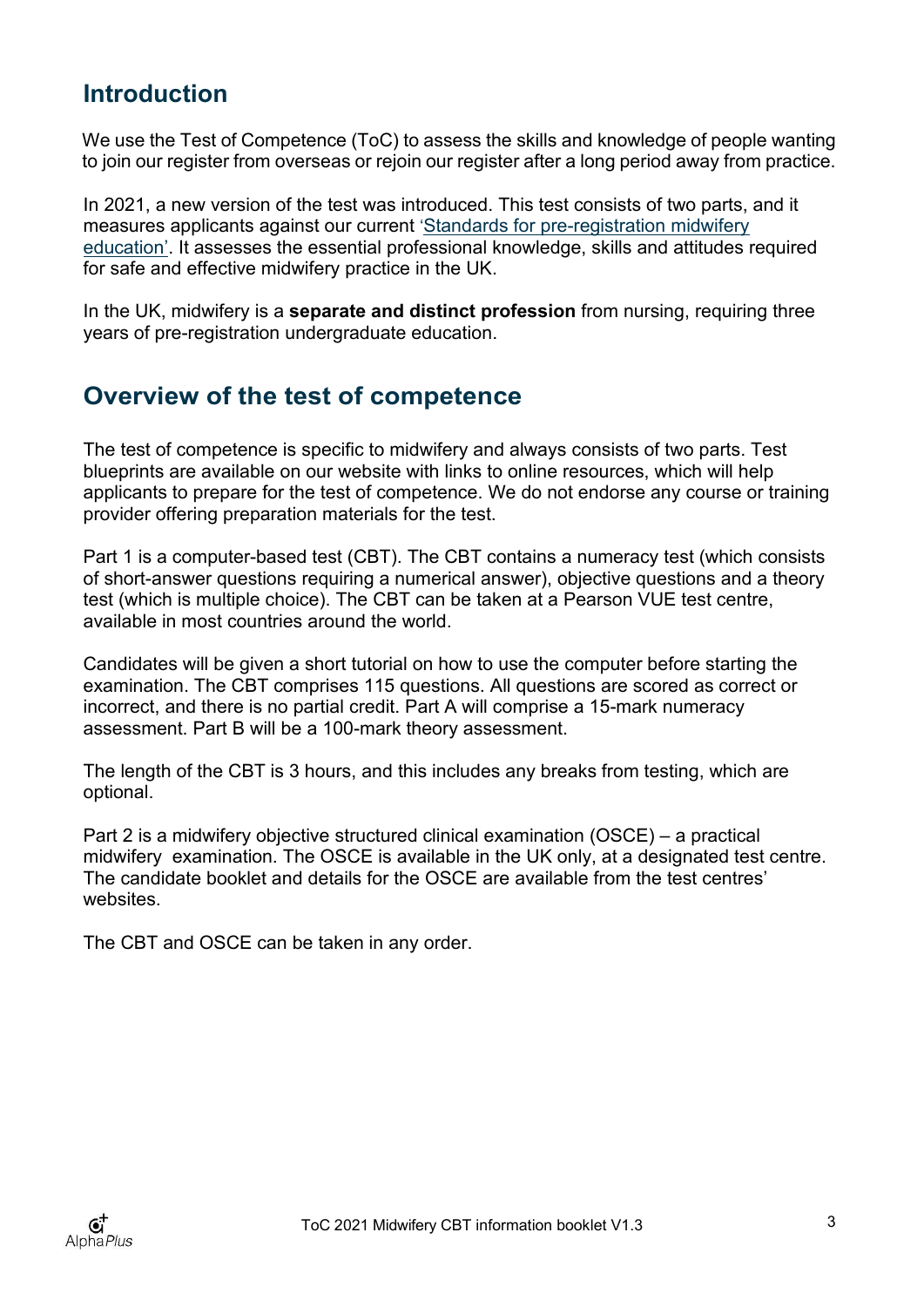## Introduction

We use the Test of Competence (ToC) to assess the skills and knowledge of people wanting to join our register from overseas or rejoin our register after a long period away from practice.

In 2021, a new version of the test was introduced. This test consists of two parts, and it measures applicants against our current 'Standards for pre-registration midwifery education'. It assesses the essential professional knowledge, skills and attitudes required for safe and effective midwifery practice in the UK.

In the UK, midwifery is a **separate and distinct profession** from nursing, requiring three years of pre-registration undergraduate education.

## Overview of the test of competence

The test of competence is specific to midwifery and always consists of two parts. Test blueprints are available on our website with links to online resources, which will help applicants to prepare for the test of competence. We do not endorse any course or training provider offering preparation materials for the test.

Part 1 is a computer-based test (CBT). The CBT contains a numeracy test (which consists of short-answer questions requiring a numerical answer), objective questions and a theory test (which is multiple choice). The CBT can be taken at a Pearson VUE test centre, available in most countries around the world.

Candidates will be given a short tutorial on how to use the computer before starting the examination. The CBT comprises 115 questions. All questions are scored as correct or incorrect, and there is no partial credit. Part A will comprise a 15-mark numeracy assessment. Part B will be a 100-mark theory assessment.

The length of the CBT is 3 hours, and this includes any breaks from testing, which are optional.

Part 2 is a midwifery objective structured clinical examination (OSCE) – a practical midwifery examination. The OSCE is available in the UK only, at a designated test centre. The candidate booklet and details for the OSCE are available from the test centres' websites.

The CBT and OSCE can be taken in any order.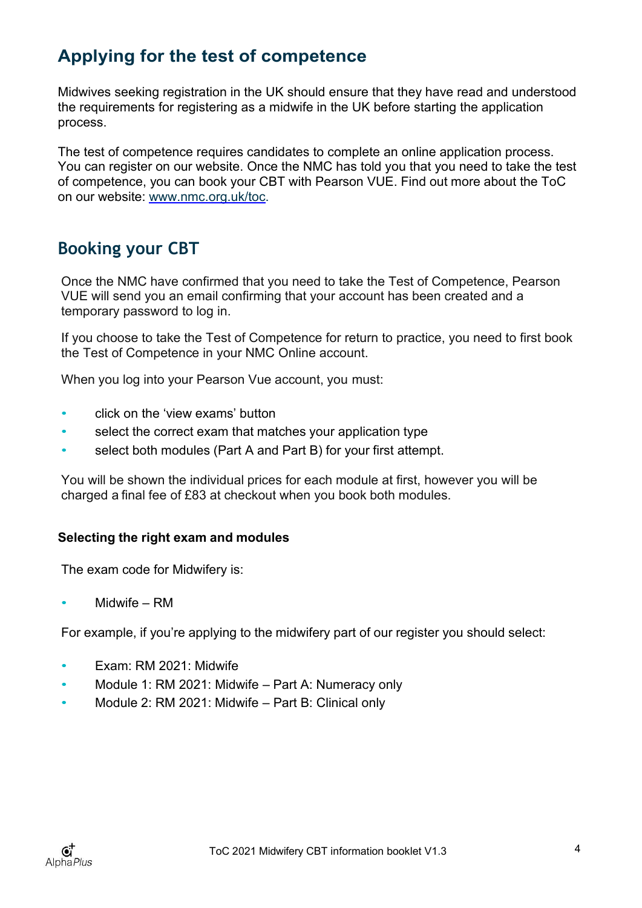## Applying for the test of competence

Midwives seeking registration in the UK should ensure that they have read and understood the requirements for registering as a midwife in the UK before starting the application process.

The test of competence requires candidates to complete an online application process. You can register on our website. Once the NMC has told you that you need to take the test of competence, you can book your CBT with Pearson VUE. Find out more about the ToC on our website: [www.nmc.org.uk/toc](http://www.nmc.org.uk/toc).

## Booking your CBT

Once the NMC have confirmed that you need to take the Test of Competence, Pearson VUE will send you an email confirming that your account has been created and a temporary password to log in.

If you choose to take the Test of Competence for return to practice, you need to first book the Test of Competence in your NMC Online account.

When you log into your Pearson Vue account, you must:

- click on the 'view exams' button
- select the correct exam that matches your application type
- select both modules (Part A and Part B) for your first attempt.

You will be shown the individual prices for each module at first, however you will be charged a final fee of £83 at checkout when you book both modules.

### Selecting the right exam and modules

The exam code for Midwifery is:

- Midwife – RM

For example, if you're applying to the midwifery part of our register you should select:

- Exam: RM 2021: Midwife
- Module 1: RM 2021: Midwife – Part A: Numeracy only
- Module 2: RM 2021: Midwife – Part B: Clinical only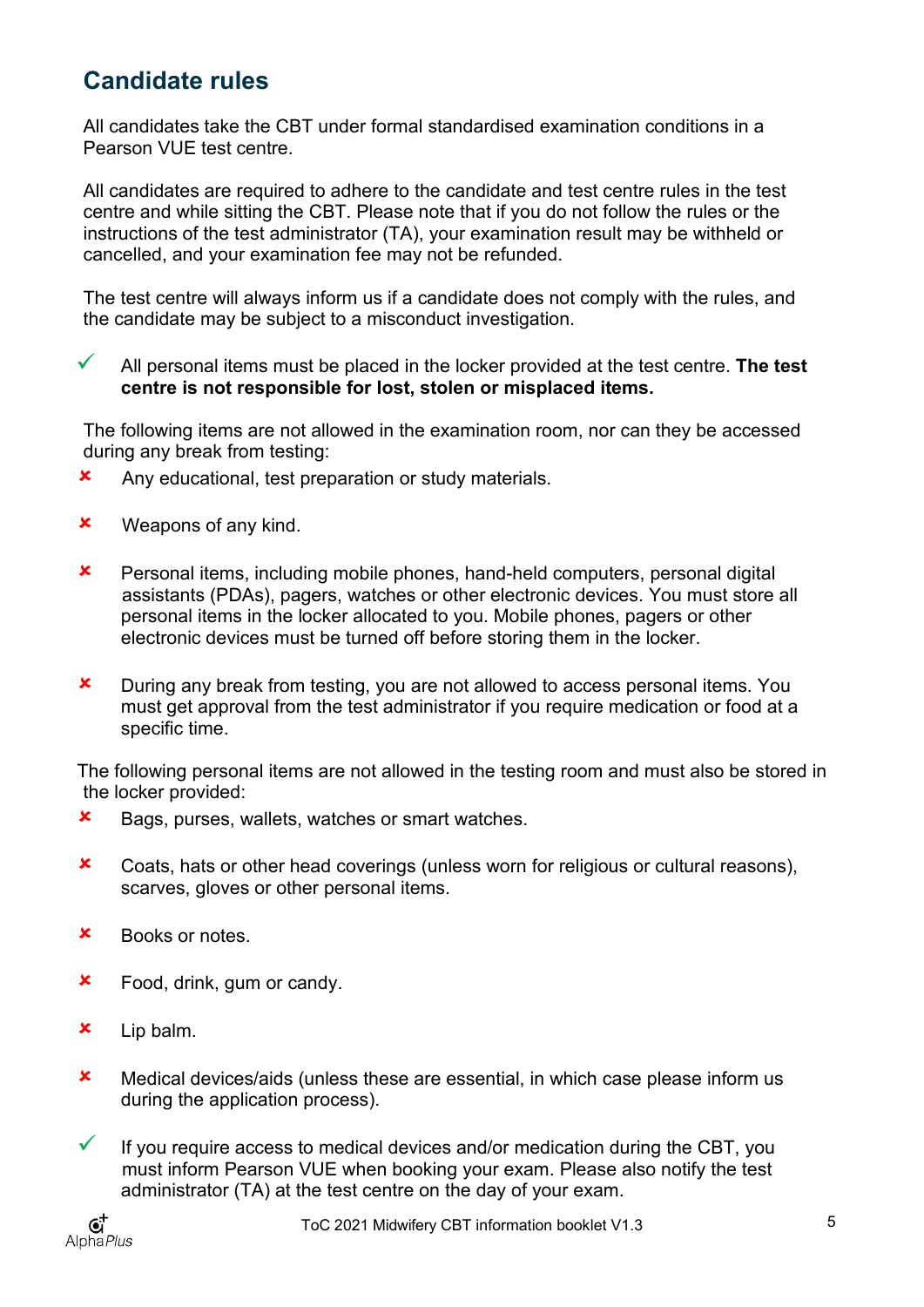## Candidate rules

All candidates take the CBT under formal standardised examination conditions in a Pearson VUE test centre.

All candidates are required to adhere to the candidate and test centre rules in the test centre and while sitting the CBT. Please note that if you do not follow the rules or the instructions of the test administrator (TA), your examination result may be withheld or cancelled, and your examination fee may not be refunded.

The test centre will always inform us if a candidate does not comply with the rules, and the candidate may be subject to a misconduct investigation.

- ✓ All personal items must be placed in the locker provided at the test centre. **The test centre is not responsible for lost, stolen or misplaced items.**

The following items are not allowed in the examination room, nor can they be accessed during any break from testing:

- ✘ Any educational, test preparation or study materials.
- ✘ Weapons of any kind.
- ✘ Personal items, including mobile phones, hand-held computers, personal digital assistants (PDAs), pagers, watches or other electronic devices. You must store all personal items in the locker allocated to you. Mobile phones, pagers or other electronic devices must be turned off before storing them in the locker.
- ✘ During any break from testing, you are not allowed to access personal items. You must get approval from the test administrator if you require medication or food at a specific time.

The following personal items are not allowed in the testing room and must also be stored in the locker provided:

- ✘ Bags, purses, wallets, watches or smart watches.
- ✘ Coats, hats or other head coverings (unless worn for religious or cultural reasons), scarves, gloves or other personal items.
- ✘ Books or notes.
- ✘ Food, drink, gum or candy.
- ✘ Lip balm.
- ✘ Medical devices/aids (unless these are essential, in which case please inform us during the application process).
- ✓ If you require access to medical devices and/or medication during the CBT, you must inform Pearson VUE when booking your exam. Please also notify the test administrator (TA) at the test centre on the day of your exam.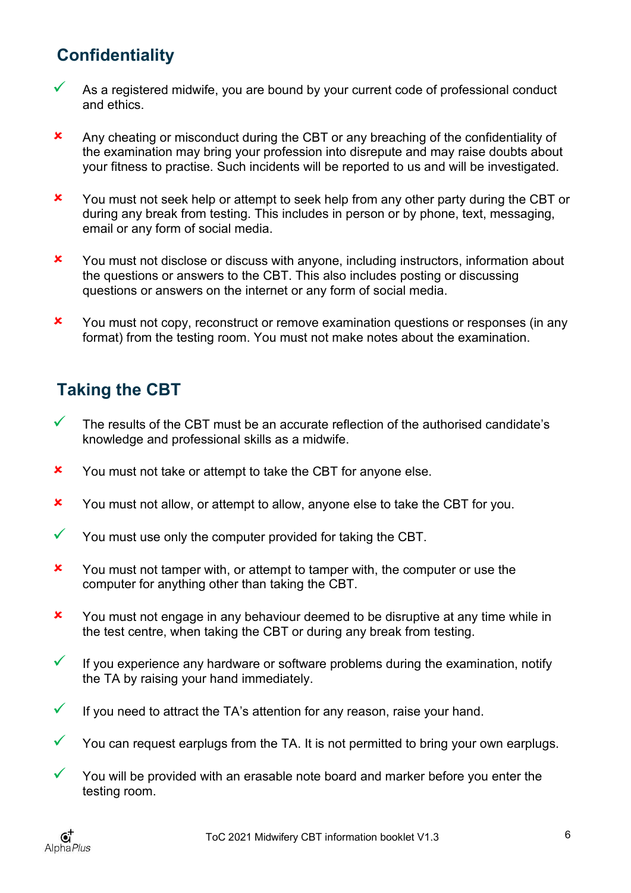## Confidentiality

- ✓ As a registered midwife, you are bound by your current code of professional conduct and ethics.

- ✘ Any cheating or misconduct during the CBT or any breaching of the confidentiality of the examination may bring your profession into disrepute and may raise doubts about your fitness to practise. Such incidents will be reported to us and will be investigated.

- ✘ You must not seek help or attempt to seek help from any other party during the CBT or during any break from testing. This includes in person or by phone, text, messaging, email or any form of social media.

- ✘ You must not disclose or discuss with anyone, including instructors, information about the questions or answers to the CBT. This also includes posting or discussing questions or answers on the internet or any form of social media.

- ✘ You must not copy, reconstruct or remove examination questions or responses (in any format) from the testing room. You must not make notes about the examination.

## Taking the CBT

- ✓ The results of the CBT must be an accurate reflection of the authorised candidate's knowledge and professional skills as a midwife.

- ✘ You must not take or attempt to take the CBT for anyone else.

- ✘ You must not allow, or attempt to allow, anyone else to take the CBT for you.

- ✓ You must use only the computer provided for taking the CBT.

- ✘ You must not tamper with, or attempt to tamper with, the computer or use the computer for anything other than taking the CBT.

- ✘ You must not engage in any behaviour deemed to be disruptive at any time while in the test centre, when taking the CBT or during any break from testing.

- ✓ If you experience any hardware or software problems during the examination, notify the TA by raising your hand immediately.

- ✓ If you need to attract the TA's attention for any reason, raise your hand.

- ✓ You can request earplugs from the TA. It is not permitted to bring your own earplugs.

- ✓ You will be provided with an erasable note board and marker before you enter the testing room.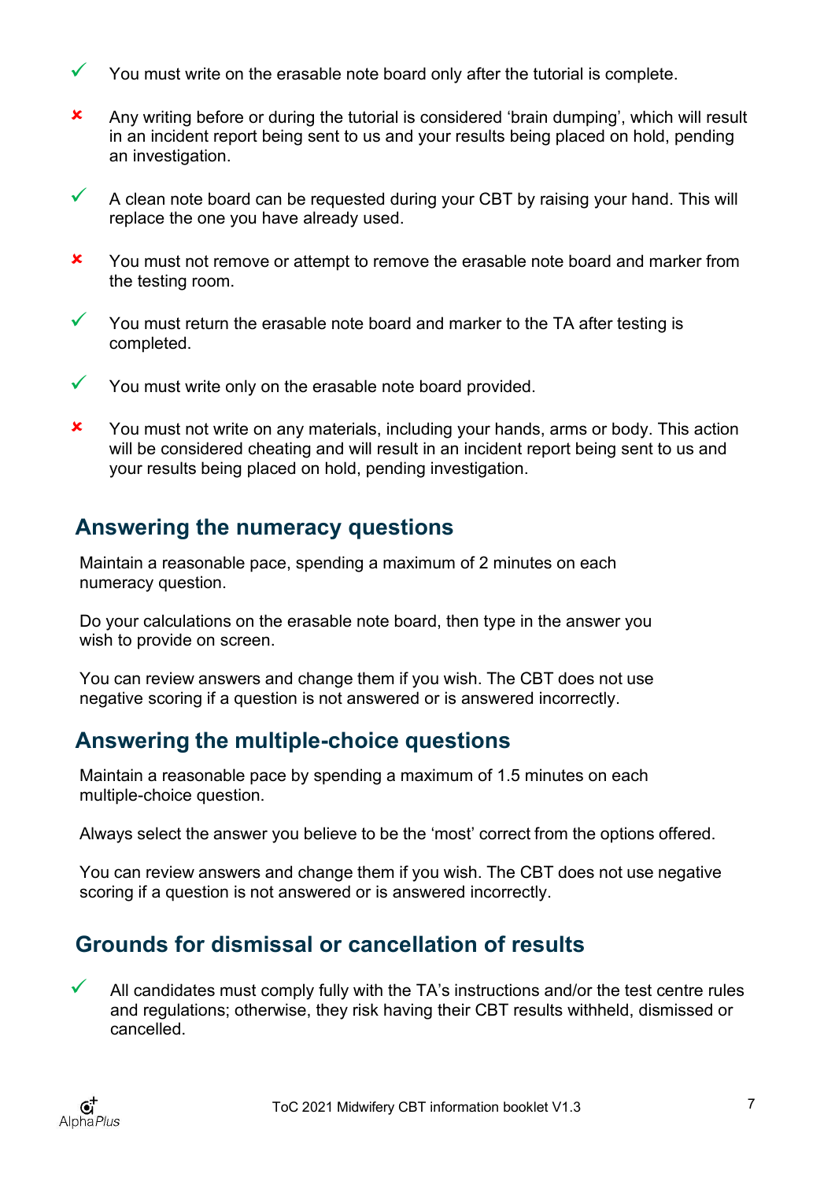- ✓ You must write on the erasable note board only after the tutorial is complete.
- ✘ Any writing before or during the tutorial is considered 'brain dumping', which will result in an incident report being sent to us and your results being placed on hold, pending an investigation.
- ✓ A clean note board can be requested during your CBT by raising your hand. This will replace the one you have already used.
- ✘ You must not remove or attempt to remove the erasable note board and marker from the testing room.
- ✓ You must return the erasable note board and marker to the TA after testing is completed.
- ✓ You must write only on the erasable note board provided.
- ✘ You must not write on any materials, including your hands, arms or body. This action will be considered cheating and will result in an incident report being sent to us and your results being placed on hold, pending investigation.

## Answering the numeracy questions

Maintain a reasonable pace, spending a maximum of 2 minutes on each numeracy question.

Do your calculations on the erasable note board, then type in the answer you wish to provide on screen.

You can review answers and change them if you wish. The CBT does not use negative scoring if a question is not answered or is answered incorrectly.

## Answering the multiple-choice questions

Maintain a reasonable pace by spending a maximum of 1.5 minutes on each multiple-choice question.

Always select the answer you believe to be the 'most' correct from the options offered.

You can review answers and change them if you wish. The CBT does not use negative scoring if a question is not answered or is answered incorrectly.

## Grounds for dismissal or cancellation of results

- ✓ All candidates must comply fully with the TA's instructions and/or the test centre rules and regulations; otherwise, they risk having their CBT results withheld, dismissed or cancelled.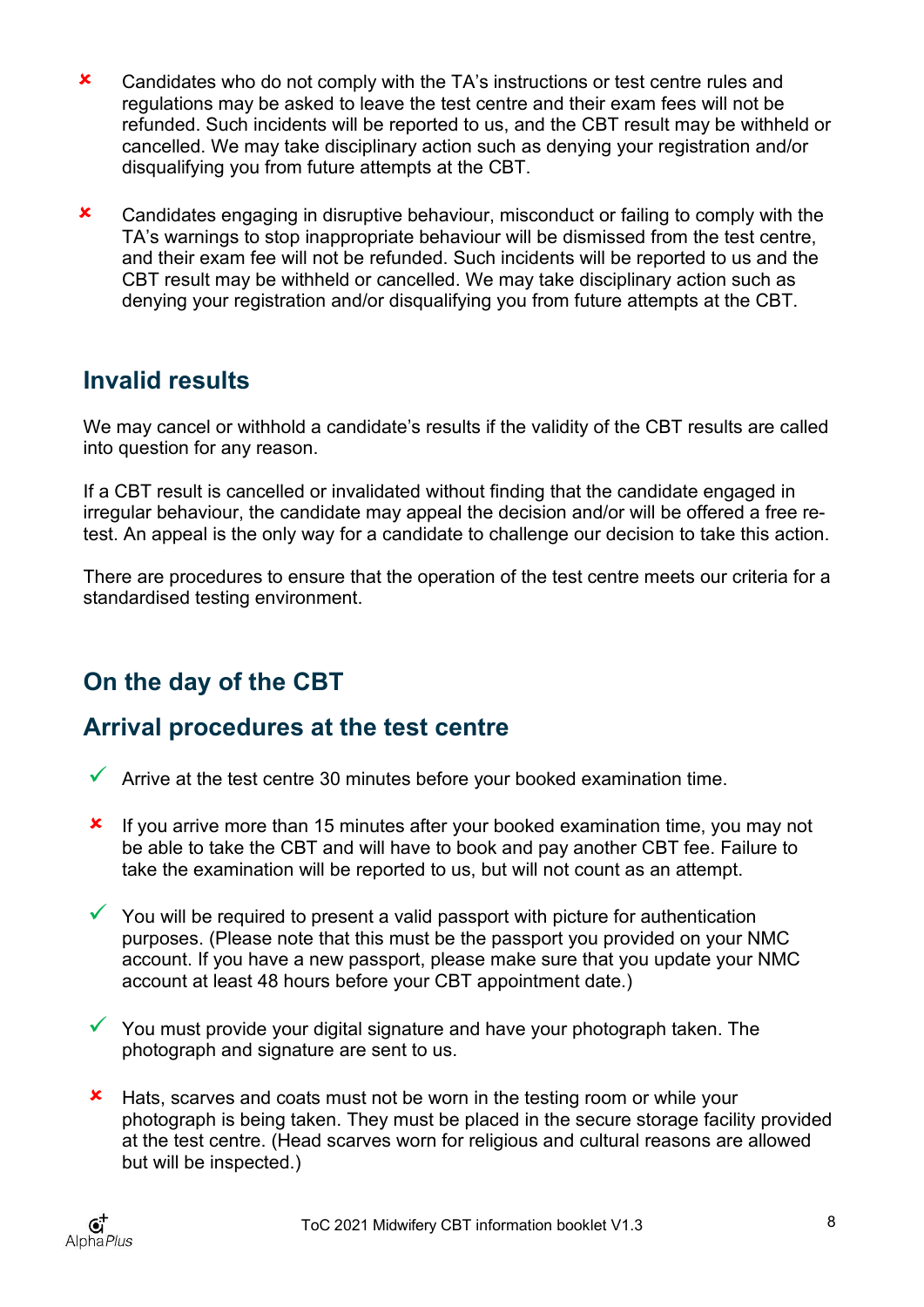- ✘ Candidates who do not comply with the TA's instructions or test centre rules and regulations may be asked to leave the test centre and their exam fees will not be refunded. Such incidents will be reported to us, and the CBT result may be withheld or cancelled. We may take disciplinary action such as denying your registration and/or disqualifying you from future attempts at the CBT.

- ✘ Candidates engaging in disruptive behaviour, misconduct or failing to comply with the TA's warnings to stop inappropriate behaviour will be dismissed from the test centre, and their exam fee will not be refunded. Such incidents will be reported to us and the CBT result may be withheld or cancelled. We may take disciplinary action such as denying your registration and/or disqualifying you from future attempts at the CBT.

## Invalid results

We may cancel or withhold a candidate's results if the validity of the CBT results are called into question for any reason.

If a CBT result is cancelled or invalidated without finding that the candidate engaged in irregular behaviour, the candidate may appeal the decision and/or will be offered a free re-test. An appeal is the only way for a candidate to challenge our decision to take this action.

There are procedures to ensure that the operation of the test centre meets our criteria for a standardised testing environment.

## On the day of the CBT

## Arrival procedures at the test centre

- ✓ Arrive at the test centre 30 minutes before your booked examination time.

- ✘ If you arrive more than 15 minutes after your booked examination time, you may not be able to take the CBT and will have to book and pay another CBT fee. Failure to take the examination will be reported to us, but will not count as an attempt.

- ✓ You will be required to present a valid passport with picture for authentication purposes. (Please note that this must be the passport you provided on your NMC account. If you have a new passport, please make sure that you update your NMC account at least 48 hours before your CBT appointment date.)

- ✓ You must provide your digital signature and have your photograph taken. The photograph and signature are sent to us.

- ✘ Hats, scarves and coats must not be worn in the testing room or while your photograph is being taken. They must be placed in the secure storage facility provided at the test centre. (Head scarves worn for religious and cultural reasons are allowed but will be inspected.)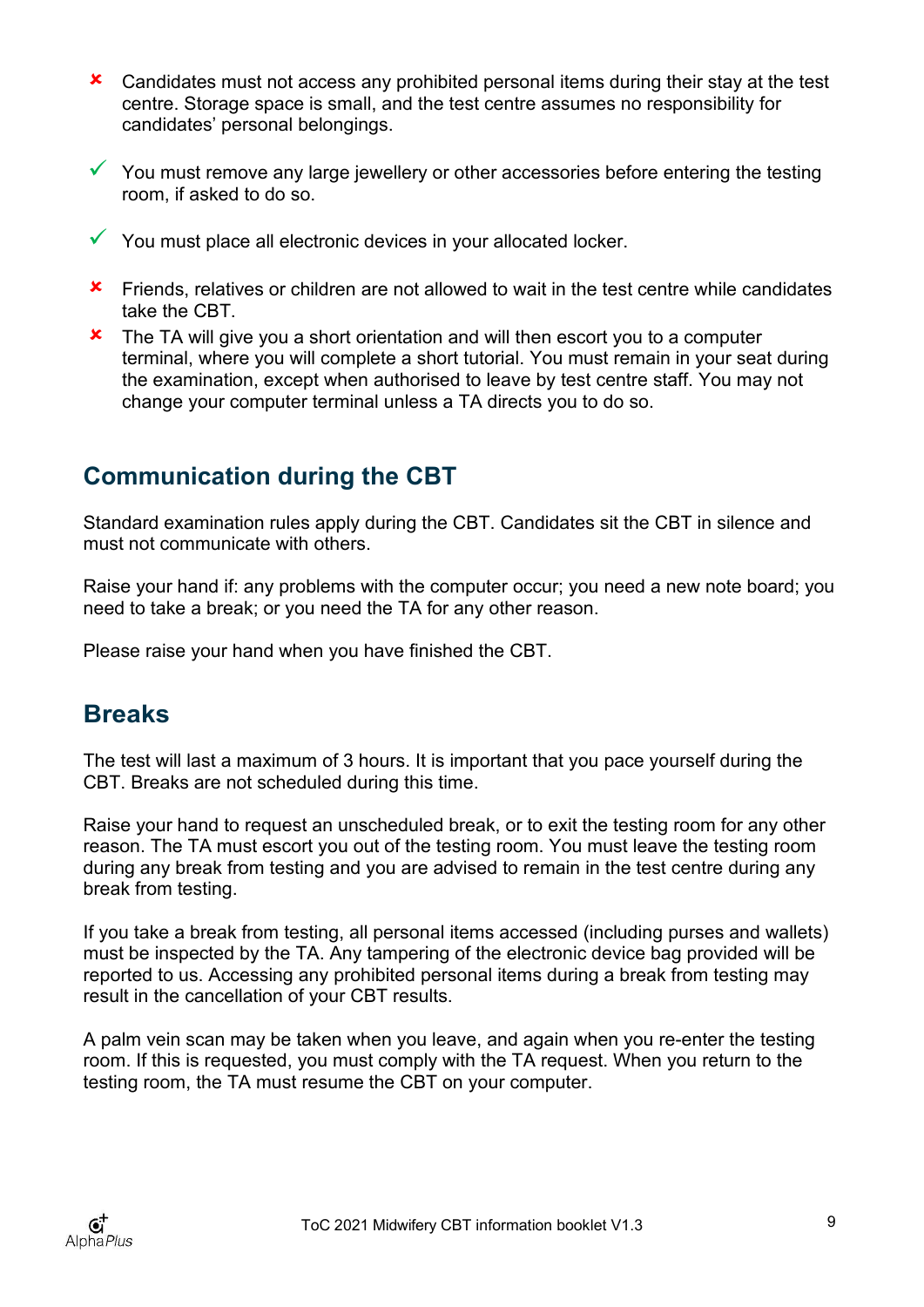- ✘ Candidates must not access any prohibited personal items during their stay at the test centre. Storage space is small, and the test centre assumes no responsibility for candidates' personal belongings.
- ✓ You must remove any large jewellery or other accessories before entering the testing room, if asked to do so.
- ✓ You must place all electronic devices in your allocated locker.
- ✘ Friends, relatives or children are not allowed to wait in the test centre while candidates take the CBT.
- ✘ The TA will give you a short orientation and will then escort you to a computer terminal, where you will complete a short tutorial. You must remain in your seat during the examination, except when authorised to leave by test centre staff. You may not change your computer terminal unless a TA directs you to do so.

## Communication during the CBT

Standard examination rules apply during the CBT. Candidates sit the CBT in silence and must not communicate with others.

Raise your hand if: any problems with the computer occur; you need a new note board; you need to take a break; or you need the TA for any other reason.

Please raise your hand when you have finished the CBT.

## Breaks

The test will last a maximum of 3 hours. It is important that you pace yourself during the CBT. Breaks are not scheduled during this time.

Raise your hand to request an unscheduled break, or to exit the testing room for any other reason. The TA must escort you out of the testing room. You must leave the testing room during any break from testing and you are advised to remain in the test centre during any break from testing.

If you take a break from testing, all personal items accessed (including purses and wallets) must be inspected by the TA. Any tampering of the electronic device bag provided will be reported to us. Accessing any prohibited personal items during a break from testing may result in the cancellation of your CBT results.

A palm vein scan may be taken when you leave, and again when you re-enter the testing room. If this is requested, you must comply with the TA request. When you return to the testing room, the TA must resume the CBT on your computer.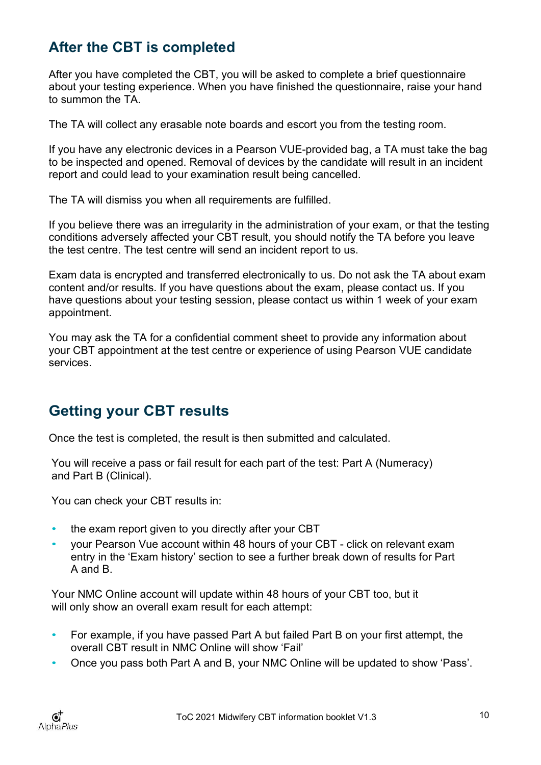## After the CBT is completed

After you have completed the CBT, you will be asked to complete a brief questionnaire about your testing experience. When you have finished the questionnaire, raise your hand to summon the TA.

The TA will collect any erasable note boards and escort you from the testing room.

If you have any electronic devices in a Pearson VUE-provided bag, a TA must take the bag to be inspected and opened. Removal of devices by the candidate will result in an incident report and could lead to your examination result being cancelled.

The TA will dismiss you when all requirements are fulfilled.

If you believe there was an irregularity in the administration of your exam, or that the testing conditions adversely affected your CBT result, you should notify the TA before you leave the test centre. The test centre will send an incident report to us.

Exam data is encrypted and transferred electronically to us. Do not ask the TA about exam content and/or results. If you have questions about the exam, please contact us. If you have questions about your testing session, please contact us within 1 week of your exam appointment.

You may ask the TA for a confidential comment sheet to provide any information about your CBT appointment at the test centre or experience of using Pearson VUE candidate services.

## Getting your CBT results

Once the test is completed, the result is then submitted and calculated.

You will receive a pass or fail result for each part of the test: Part A (Numeracy) and Part B (Clinical).

You can check your CBT results in:

- the exam report given to you directly after your CBT
- your Pearson Vue account within 48 hours of your CBT - click on relevant exam entry in the 'Exam history' section to see a further break down of results for Part A and B.

Your NMC Online account will update within 48 hours of your CBT too, but it will only show an overall exam result for each attempt:

- For example, if you have passed Part A but failed Part B on your first attempt, the overall CBT result in NMC Online will show 'Fail'
- Once you pass both Part A and B, your NMC Online will be updated to show 'Pass'.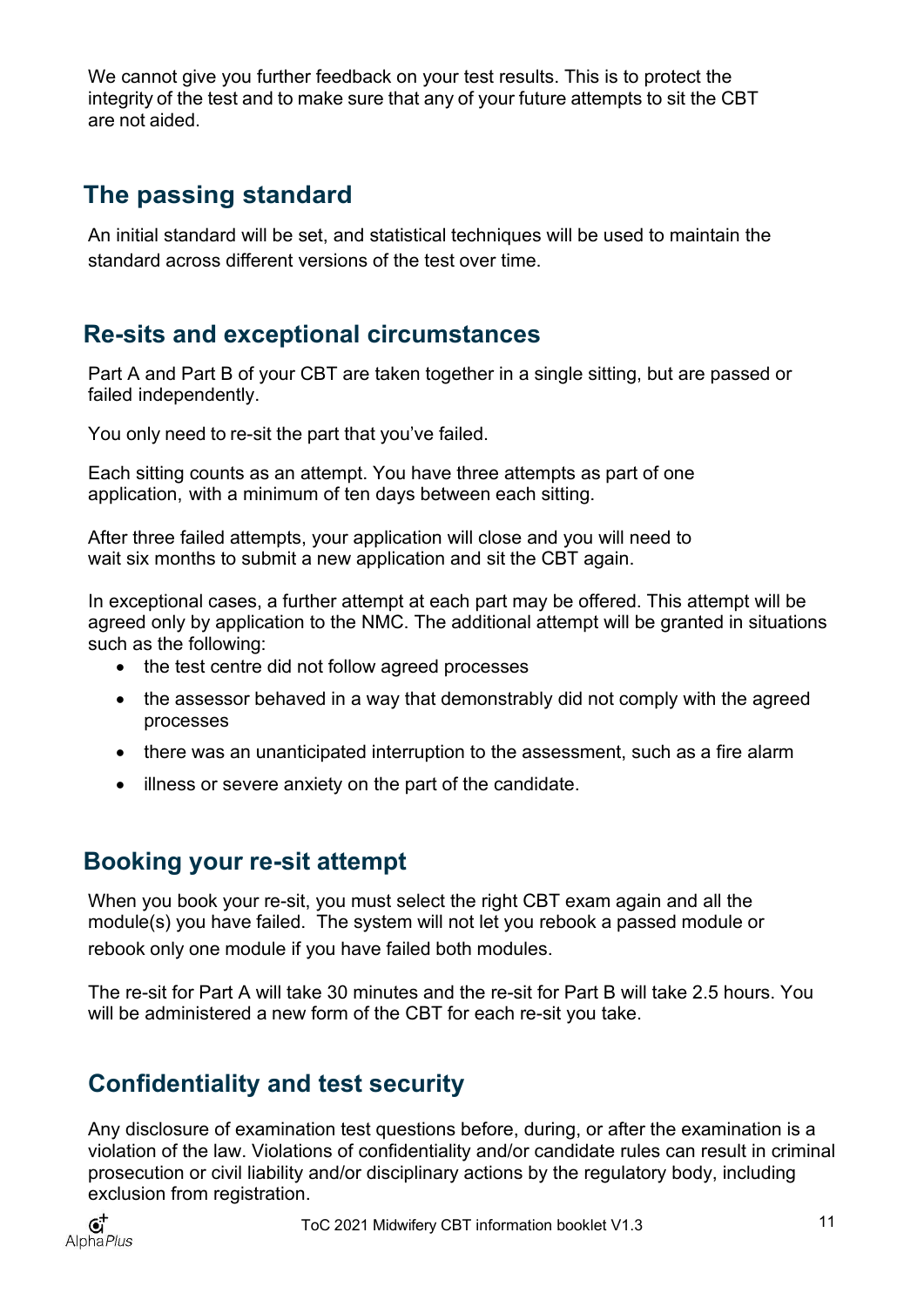We cannot give you further feedback on your test results. This is to protect the integrity of the test and to make sure that any of your future attempts to sit the CBT are not aided.

## The passing standard

An initial standard will be set, and statistical techniques will be used to maintain the standard across different versions of the test over time.

## Re-sits and exceptional circumstances

Part A and Part B of your CBT are taken together in a single sitting, but are passed or failed independently.

You only need to re-sit the part that you've failed.

Each sitting counts as an attempt. You have three attempts as part of one application, with a minimum of ten days between each sitting.

After three failed attempts, your application will close and you will need to wait six months to submit a new application and sit the CBT again.

In exceptional cases, a further attempt at each part may be offered. This attempt will be agreed only by application to the NMC. The additional attempt will be granted in situations such as the following:

- the test centre did not follow agreed processes
- the assessor behaved in a way that demonstrably did not comply with the agreed processes
- there was an unanticipated interruption to the assessment, such as a fire alarm
- illness or severe anxiety on the part of the candidate.

## Booking your re-sit attempt

When you book your re-sit, you must select the right CBT exam again and all the module(s) you have failed. The system will not let you rebook a passed module or rebook only one module if you have failed both modules.

The re-sit for Part A will take 30 minutes and the re-sit for Part B will take 2.5 hours. You will be administered a new form of the CBT for each re-sit you take.

## Confidentiality and test security

Any disclosure of examination test questions before, during, or after the examination is a violation of the law. Violations of confidentiality and/or candidate rules can result in criminal prosecution or civil liability and/or disciplinary actions by the regulatory body, including exclusion from registration.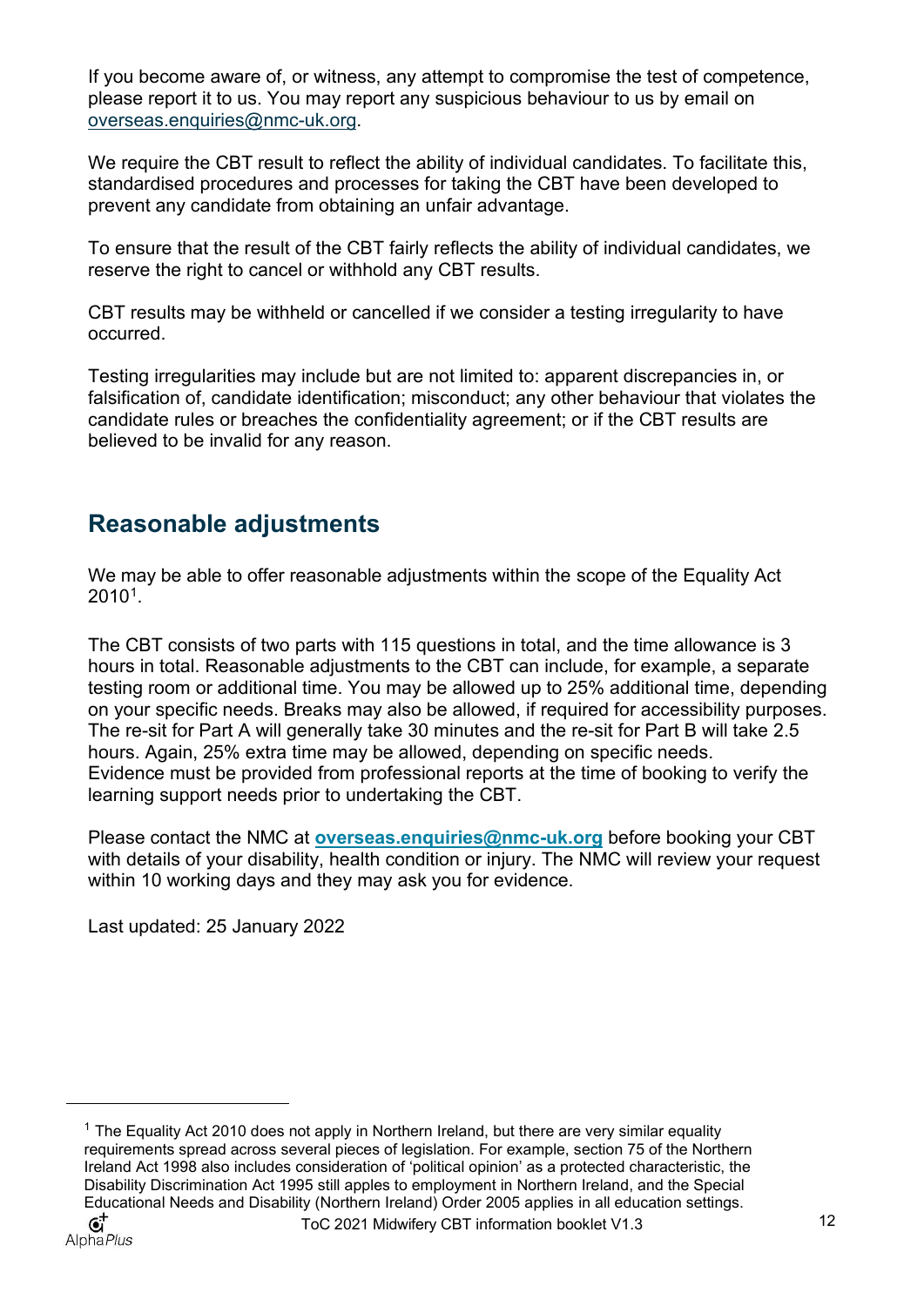If you become aware of, or witness, any attempt to compromise the test of competence, please report it to us. You may report any suspicious behaviour to us by email on overseas.enquiries@nmc-uk.org.

We require the CBT result to reflect the ability of individual candidates. To facilitate this, standardised procedures and processes for taking the CBT have been developed to prevent any candidate from obtaining an unfair advantage.

To ensure that the result of the CBT fairly reflects the ability of individual candidates, we reserve the right to cancel or withhold any CBT results.

CBT results may be withheld or cancelled if we consider a testing irregularity to have occurred.

Testing irregularities may include but are not limited to: apparent discrepancies in, or falsification of, candidate identification; misconduct; any other behaviour that violates the candidate rules or breaches the confidentiality agreement; or if the CBT results are believed to be invalid for any reason.

## Reasonable adjustments

We may be able to offer reasonable adjustments within the scope of the Equality Act 2010[1].

The CBT consists of two parts with 115 questions in total, and the time allowance is 3 hours in total. Reasonable adjustments to the CBT can include, for example, a separate testing room or additional time. You may be allowed up to 25% additional time, depending on your specific needs. Breaks may also be allowed, if required for accessibility purposes. The re-sit for Part A will generally take 30 minutes and the re-sit for Part B will take 2.5 hours. Again, 25% extra time may be allowed, depending on specific needs. Evidence must be provided from professional reports at the time of booking to verify the learning support needs prior to undertaking the CBT.

Please contact the NMC at **overseas.enquiries@nmc-uk.org** before booking your CBT with details of your disability, health condition or injury. The NMC will review your request within 10 working days and they may ask you for evidence.

Last updated: 25 January 2022

[1] The Equality Act 2010 does not apply in Northern Ireland, but there are very similar equality requirements spread across several pieces of legislation. For example, section 75 of the Northern Ireland Act 1998 also includes consideration of 'political opinion' as a protected characteristic, the Disability Discrimination Act 1995 still apples to employment in Northern Ireland, and the Special Educational Needs and Disability (Northern Ireland) Order 2005 applies in all education settings.